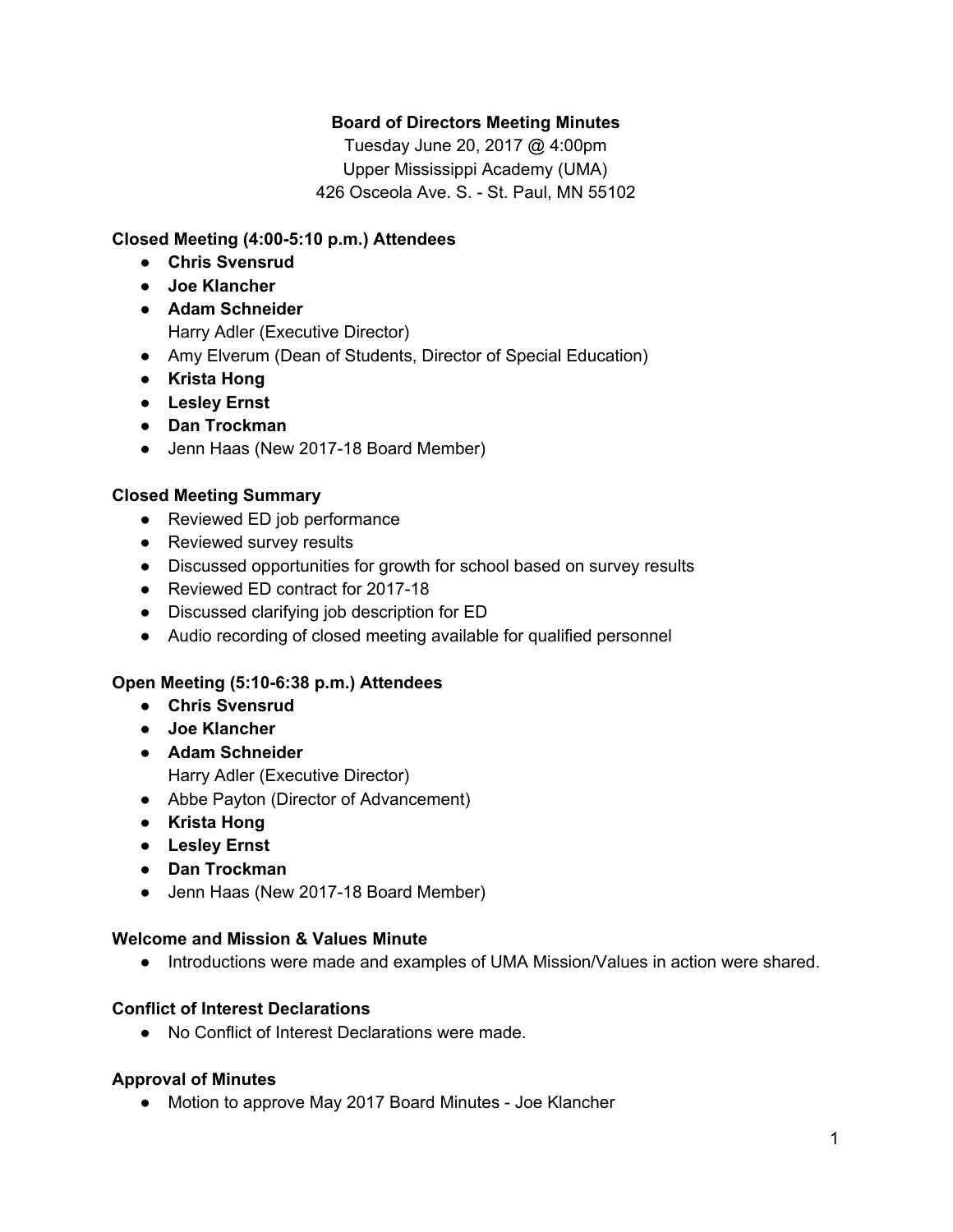**Board of Directors Meeting Minutes**

Tuesday June 20, 2017 @ 4:00pm
Upper Mississippi Academy (UMA)
426 Osceola Ave. S. - St. Paul, MN 55102

**Closed Meeting (4:00-5:10 p.m.) Attendees**

- **Chris Svensrud**
- **Joe Klancher**
- **Adam Schneider**
  Harry Adler (Executive Director)
- Amy Elverum (Dean of Students, Director of Special Education)
- **Krista Hong**
- **Lesley Ernst**
- **Dan Trockman**
- Jenn Haas (New 2017-18 Board Member)

**Closed Meeting Summary**

- Reviewed ED job performance
- Reviewed survey results
- Discussed opportunities for growth for school based on survey results
- Reviewed ED contract for 2017-18
- Discussed clarifying job description for ED
- Audio recording of closed meeting available for qualified personnel

**Open Meeting (5:10-6:38 p.m.) Attendees**

- **Chris Svensrud**
- **Joe Klancher**
- **Adam Schneider**
  Harry Adler (Executive Director)
- Abbe Payton (Director of Advancement)
- **Krista Hong**
- **Lesley Ernst**
- **Dan Trockman**
- Jenn Haas (New 2017-18 Board Member)

**Welcome and Mission & Values Minute**

- Introductions were made and examples of UMA Mission/Values in action were shared.

**Conflict of Interest Declarations**

- No Conflict of Interest Declarations were made.

**Approval of Minutes**

- Motion to approve May 2017 Board Minutes - Joe Klancher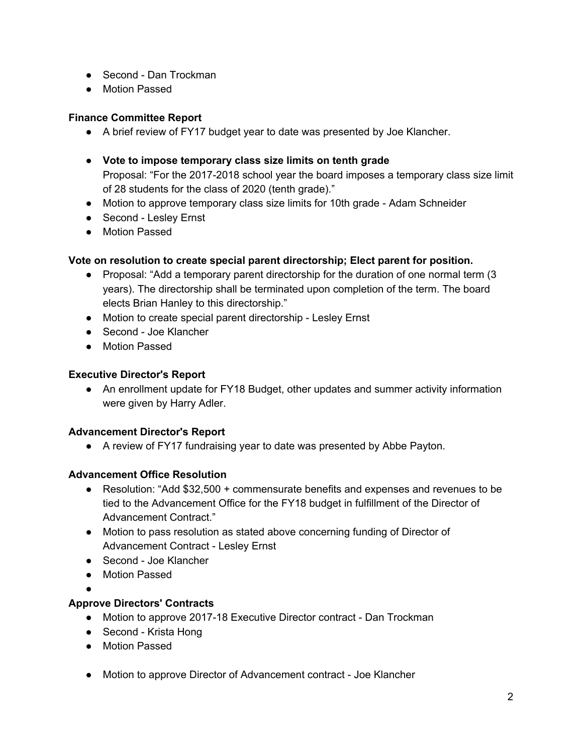- Second - Dan Trockman
- Motion Passed

**Finance Committee Report**

- A brief review of FY17 budget year to date was presented by Joe Klancher.

- **Vote to impose temporary class size limits on tenth grade**
  Proposal: "For the 2017-2018 school year the board imposes a temporary class size limit of 28 students for the class of 2020 (tenth grade)."
- Motion to approve temporary class size limits for 10th grade - Adam Schneider
- Second - Lesley Ernst
- Motion Passed

**Vote on resolution to create special parent directorship; Elect parent for position.**

- Proposal: "Add a temporary parent directorship for the duration of one normal term (3 years). The directorship shall be terminated upon completion of the term. The board elects Brian Hanley to this directorship."
- Motion to create special parent directorship - Lesley Ernst
- Second - Joe Klancher
- Motion Passed

**Executive Director's Report**

- An enrollment update for FY18 Budget, other updates and summer activity information were given by Harry Adler.

**Advancement Director's Report**

- A review of FY17 fundraising year to date was presented by Abbe Payton.

**Advancement Office Resolution**

- Resolution: "Add $32,500 + commensurate benefits and expenses and revenues to be tied to the Advancement Office for the FY18 budget in fulfillment of the Director of Advancement Contract."
- Motion to pass resolution as stated above concerning funding of Director of Advancement Contract - Lesley Ernst
- Second - Joe Klancher
- Motion Passed

**Approve Directors' Contracts**

- Motion to approve 2017-18 Executive Director contract - Dan Trockman
- Second - Krista Hong
- Motion Passed

- Motion to approve Director of Advancement contract - Joe Klancher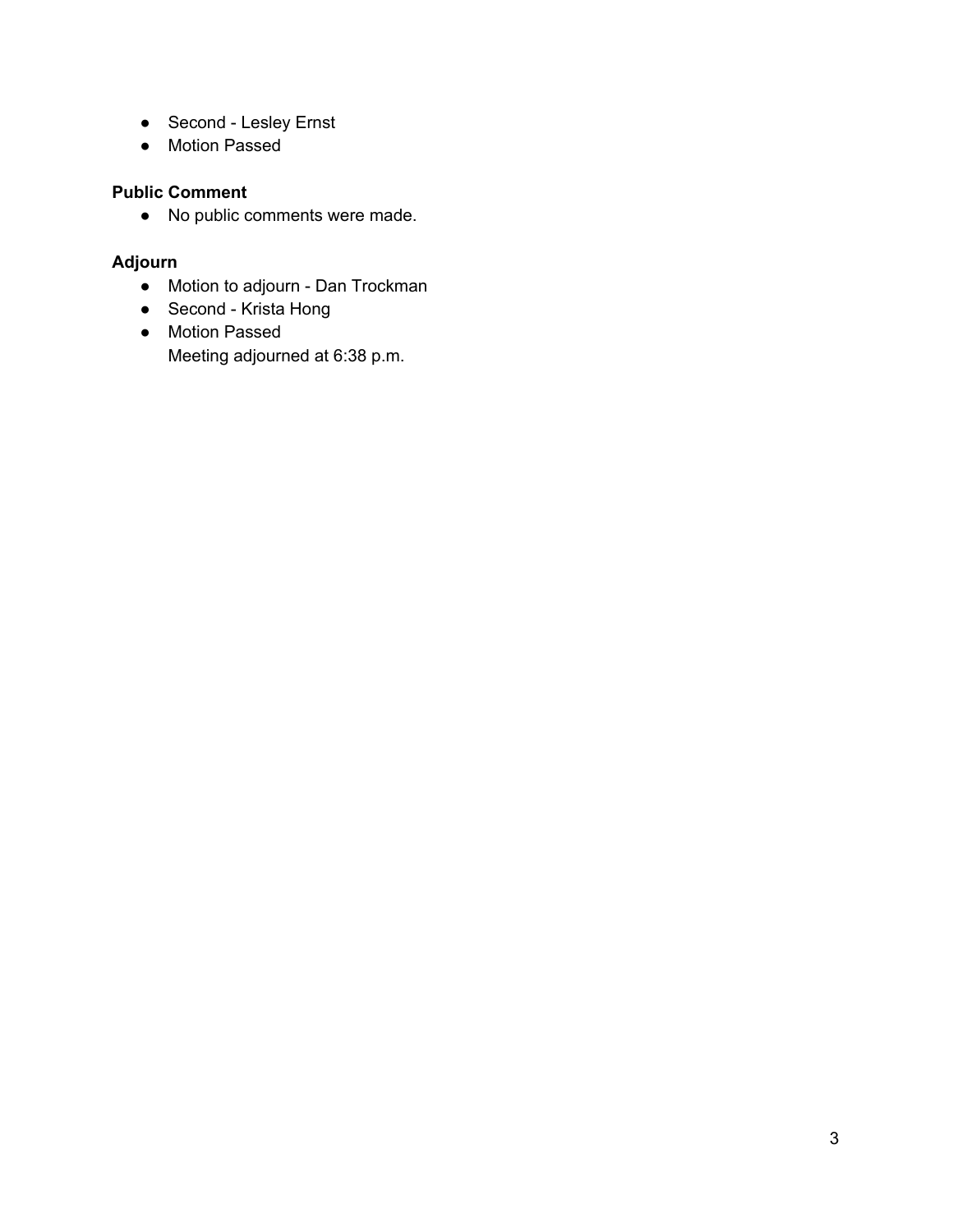- Second - Lesley Ernst
- Motion Passed

**Public Comment**

- No public comments were made.

**Adjourn**

- Motion to adjourn - Dan Trockman
- Second - Krista Hong
- Motion Passed
  Meeting adjourned at 6:38 p.m.